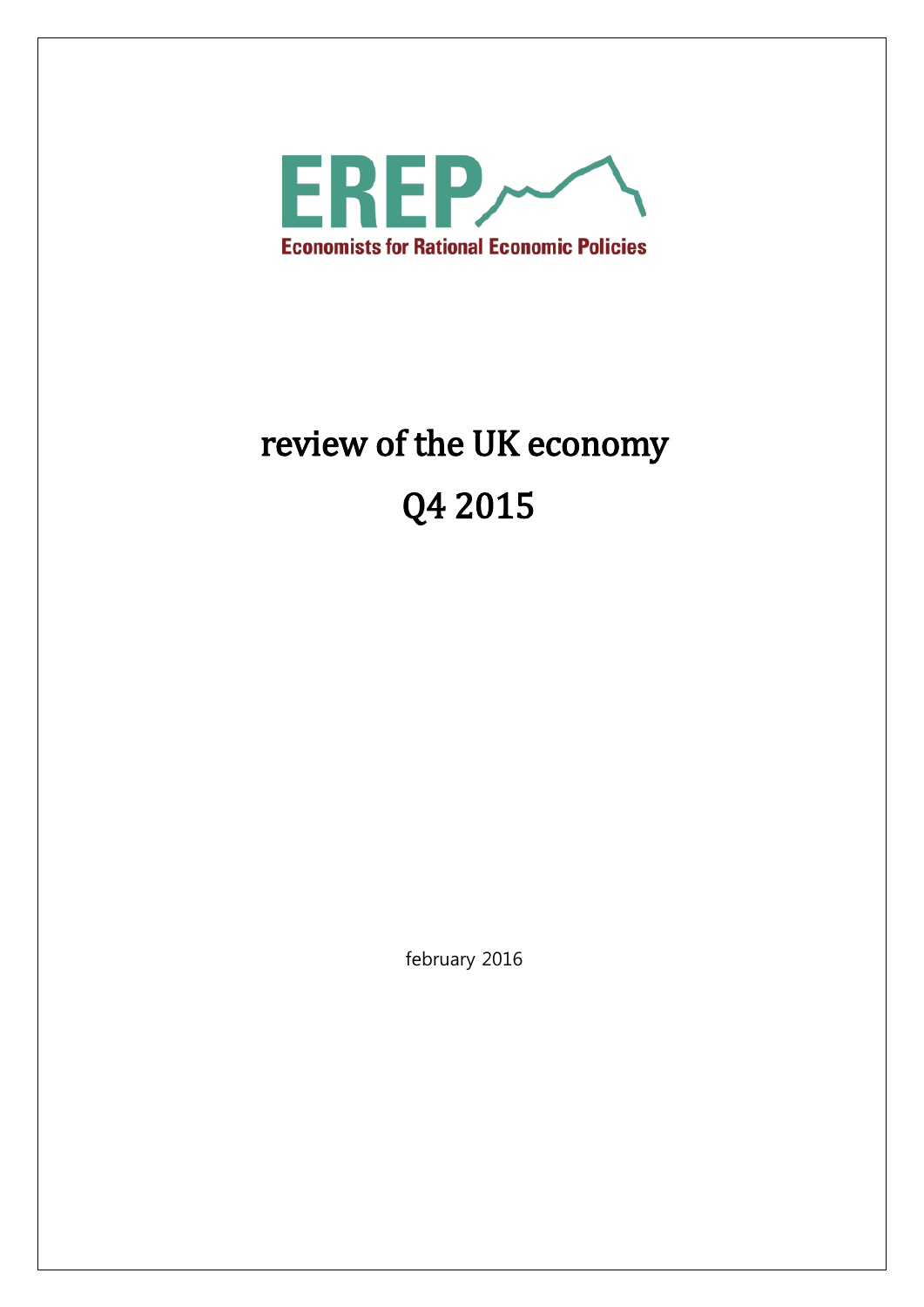EREP

Economists for Rational Economic Policies

# review of the UK economy

# Q4 2015

february 2016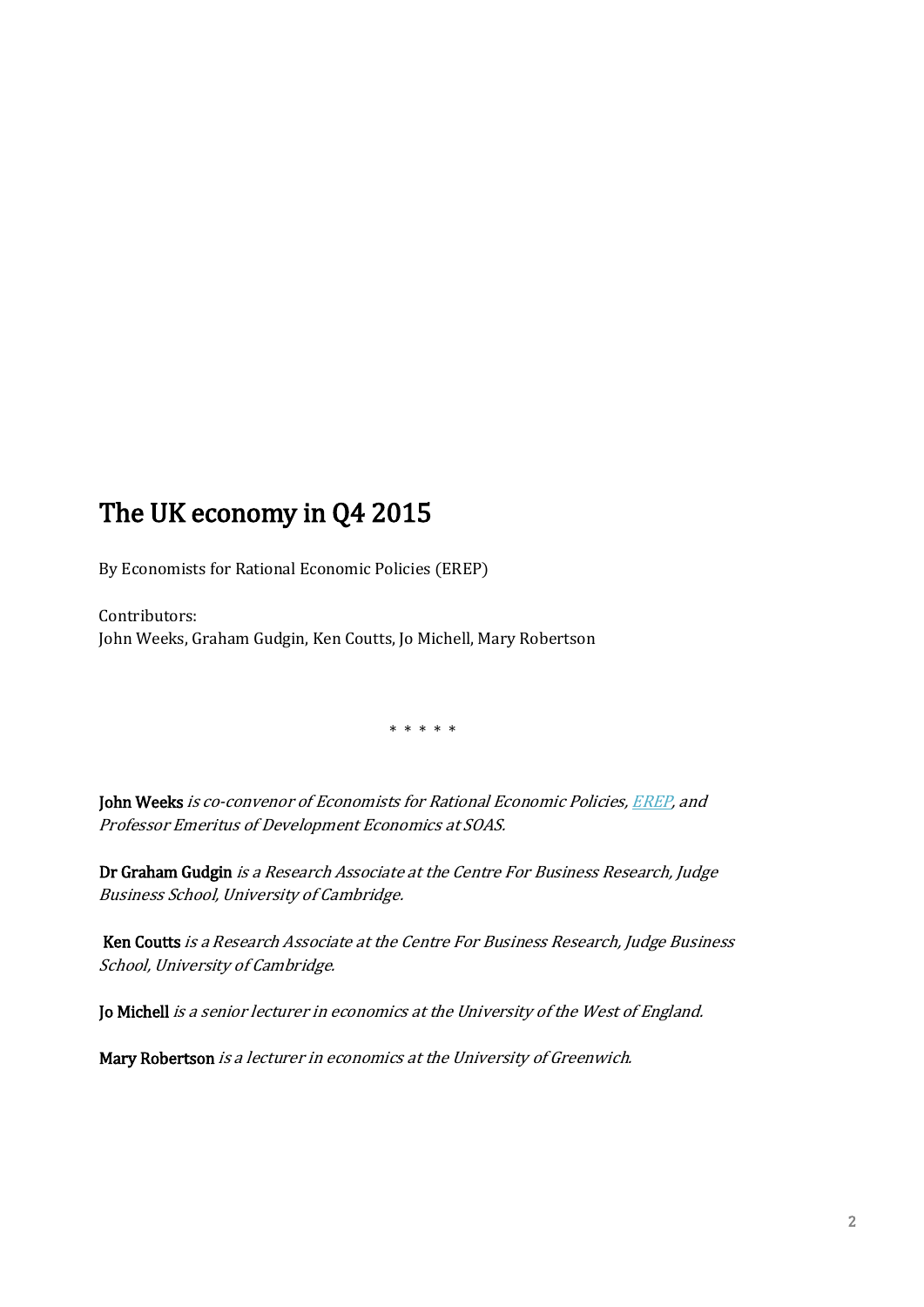# The UK economy in Q4 2015

By Economists for Rational Economic Policies (EREP)

Contributors:
John Weeks, Graham Gudgin, Ken Coutts, Jo Michell, Mary Robertson

\* \* \* \* \*

**John Weeks** *is co-convenor of Economists for Rational Economic Policies, [EREP], and Professor Emeritus of Development Economics at SOAS.*

**Dr Graham Gudgin** *is a Research Associate at the Centre For Business Research, Judge Business School, University of Cambridge.*

**Ken Coutts** *is a Research Associate at the Centre For Business Research, Judge Business School, University of Cambridge.*

**Jo Michell** *is a senior lecturer in economics at the University of the West of England.*

**Mary Robertson** *is a lecturer in economics at the University of Greenwich.*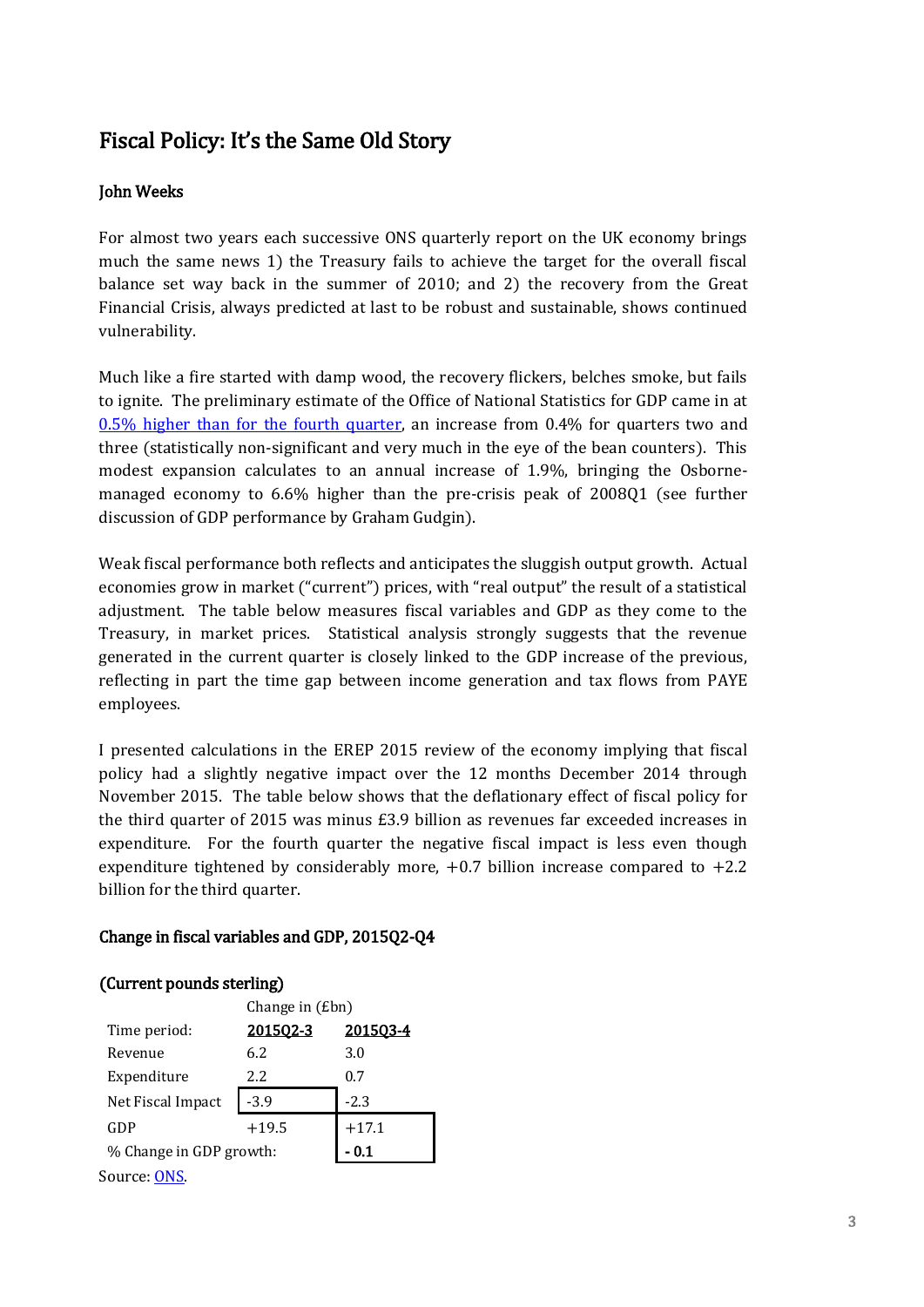## Fiscal Policy: It's the Same Old Story

### John Weeks

For almost two years each successive ONS quarterly report on the UK economy brings much the same news 1) the Treasury fails to achieve the target for the overall fiscal balance set way back in the summer of 2010; and 2) the recovery from the Great Financial Crisis, always predicted at last to be robust and sustainable, shows continued vulnerability.

Much like a fire started with damp wood, the recovery flickers, belches smoke, but fails to ignite. The preliminary estimate of the Office of National Statistics for GDP came in at [0.5% higher than for the fourth quarter](), an increase from 0.4% for quarters two and three (statistically non-significant and very much in the eye of the bean counters). This modest expansion calculates to an annual increase of 1.9%, bringing the Osborne-managed economy to 6.6% higher than the pre-crisis peak of 2008Q1 (see further discussion of GDP performance by Graham Gudgin).

Weak fiscal performance both reflects and anticipates the sluggish output growth. Actual economies grow in market ("current") prices, with "real output" the result of a statistical adjustment. The table below measures fiscal variables and GDP as they come to the Treasury, in market prices. Statistical analysis strongly suggests that the revenue generated in the current quarter is closely linked to the GDP increase of the previous, reflecting in part the time gap between income generation and tax flows from PAYE employees.

I presented calculations in the EREP 2015 review of the economy implying that fiscal policy had a slightly negative impact over the 12 months December 2014 through November 2015. The table below shows that the deflationary effect of fiscal policy for the third quarter of 2015 was minus £3.9 billion as revenues far exceeded increases in expenditure. For the fourth quarter the negative fiscal impact is less even though expenditure tightened by considerably more, +0.7 billion increase compared to +2.2 billion for the third quarter.

### Change in fiscal variables and GDP, 2015Q2-Q4

### (Current pounds sterling)

| | Change in (£bn) | |
|---|---|---|
| Time period: | 2015Q2-3 | 2015Q3-4 |
| Revenue | 6.2 | 3.0 |
| Expenditure | 2.2 | 0.7 |
| Net Fiscal Impact | -3.9 | -2.3 |
| GDP | +19.5 | +17.1 |
| % Change in GDP growth: | | **- 0.1** |

Source: [ONS]().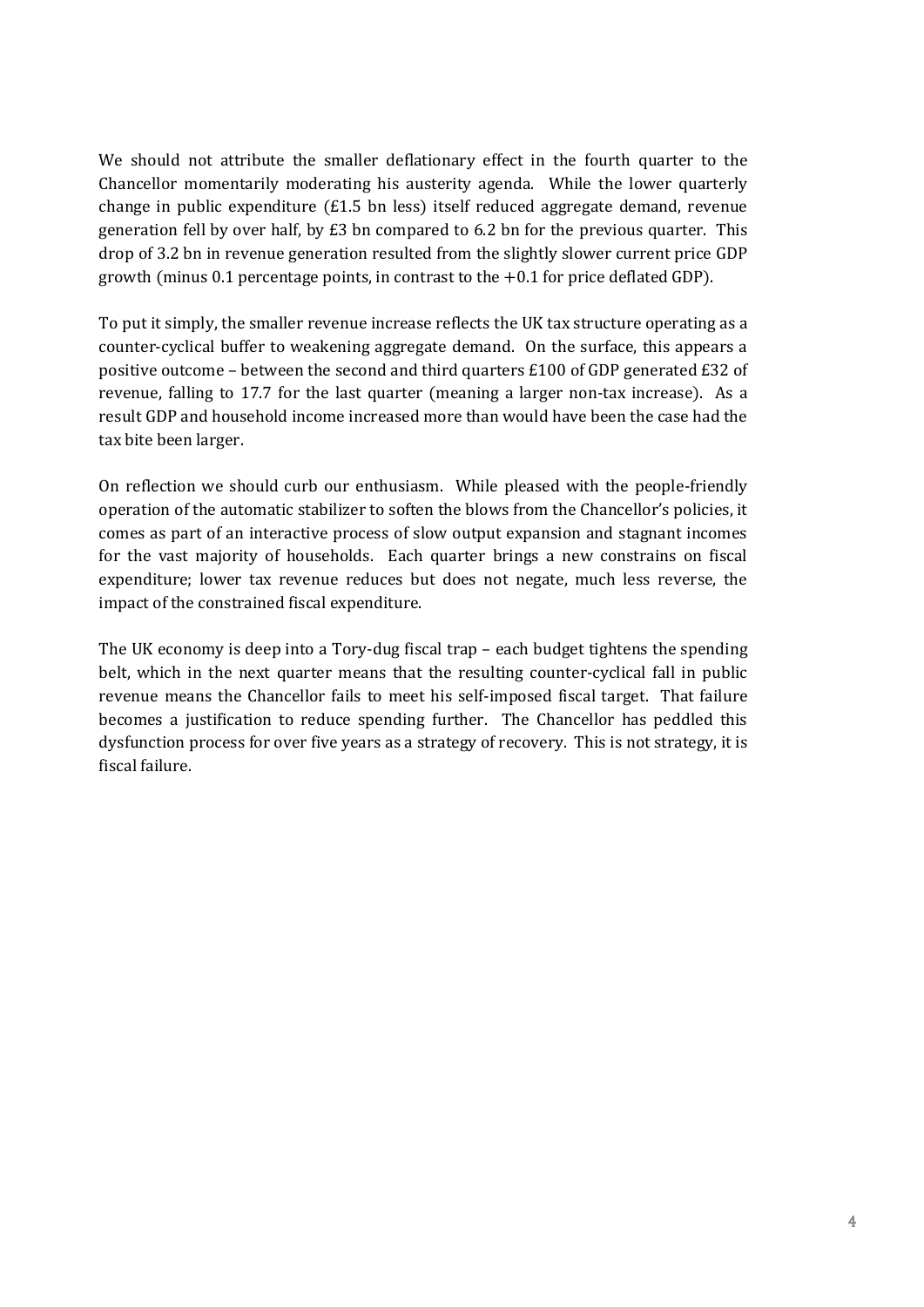We should not attribute the smaller deflationary effect in the fourth quarter to the Chancellor momentarily moderating his austerity agenda. While the lower quarterly change in public expenditure (£1.5 bn less) itself reduced aggregate demand, revenue generation fell by over half, by £3 bn compared to 6.2 bn for the previous quarter. This drop of 3.2 bn in revenue generation resulted from the slightly slower current price GDP growth (minus 0.1 percentage points, in contrast to the +0.1 for price deflated GDP).

To put it simply, the smaller revenue increase reflects the UK tax structure operating as a counter-cyclical buffer to weakening aggregate demand. On the surface, this appears a positive outcome – between the second and third quarters £100 of GDP generated £32 of revenue, falling to 17.7 for the last quarter (meaning a larger non-tax increase). As a result GDP and household income increased more than would have been the case had the tax bite been larger.

On reflection we should curb our enthusiasm. While pleased with the people-friendly operation of the automatic stabilizer to soften the blows from the Chancellor's policies, it comes as part of an interactive process of slow output expansion and stagnant incomes for the vast majority of households. Each quarter brings a new constrains on fiscal expenditure; lower tax revenue reduces but does not negate, much less reverse, the impact of the constrained fiscal expenditure.

The UK economy is deep into a Tory-dug fiscal trap – each budget tightens the spending belt, which in the next quarter means that the resulting counter-cyclical fall in public revenue means the Chancellor fails to meet his self-imposed fiscal target. That failure becomes a justification to reduce spending further. The Chancellor has peddled this dysfunction process for over five years as a strategy of recovery. This is not strategy, it is fiscal failure.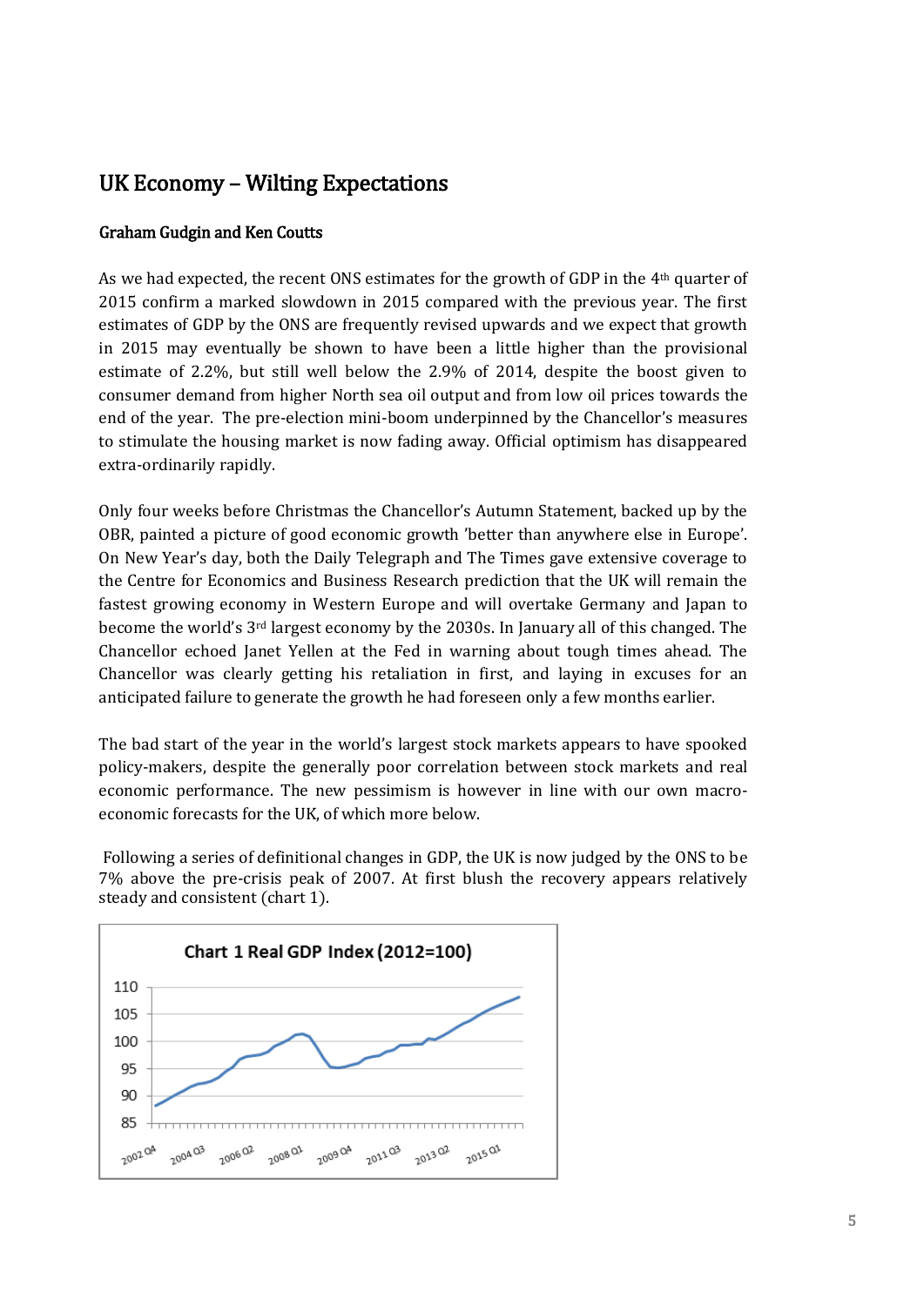## UK Economy – Wilting Expectations

**Graham Gudgin and Ken Coutts**

As we had expected, the recent ONS estimates for the growth of GDP in the 4th quarter of 2015 confirm a marked slowdown in 2015 compared with the previous year. The first estimates of GDP by the ONS are frequently revised upwards and we expect that growth in 2015 may eventually be shown to have been a little higher than the provisional estimate of 2.2%, but still well below the 2.9% of 2014, despite the boost given to consumer demand from higher North sea oil output and from low oil prices towards the end of the year. The pre-election mini-boom underpinned by the Chancellor's measures to stimulate the housing market is now fading away. Official optimism has disappeared extra-ordinarily rapidly.

Only four weeks before Christmas the Chancellor's Autumn Statement, backed up by the OBR, painted a picture of good economic growth 'better than anywhere else in Europe'. On New Year's day, both the Daily Telegraph and The Times gave extensive coverage to the Centre for Economics and Business Research prediction that the UK will remain the fastest growing economy in Western Europe and will overtake Germany and Japan to become the world's 3rd largest economy by the 2030s. In January all of this changed. The Chancellor echoed Janet Yellen at the Fed in warning about tough times ahead. The Chancellor was clearly getting his retaliation in first, and laying in excuses for an anticipated failure to generate the growth he had foreseen only a few months earlier.

The bad start of the year in the world's largest stock markets appears to have spooked policy-makers, despite the generally poor correlation between stock markets and real economic performance. The new pessimism is however in line with our own macro-economic forecasts for the UK, of which more below.

Following a series of definitional changes in GDP, the UK is now judged by the ONS to be 7% above the pre-crisis peak of 2007. At first blush the recovery appears relatively steady and consistent (chart 1).

**Chart 1 Real GDP Index (2012=100)**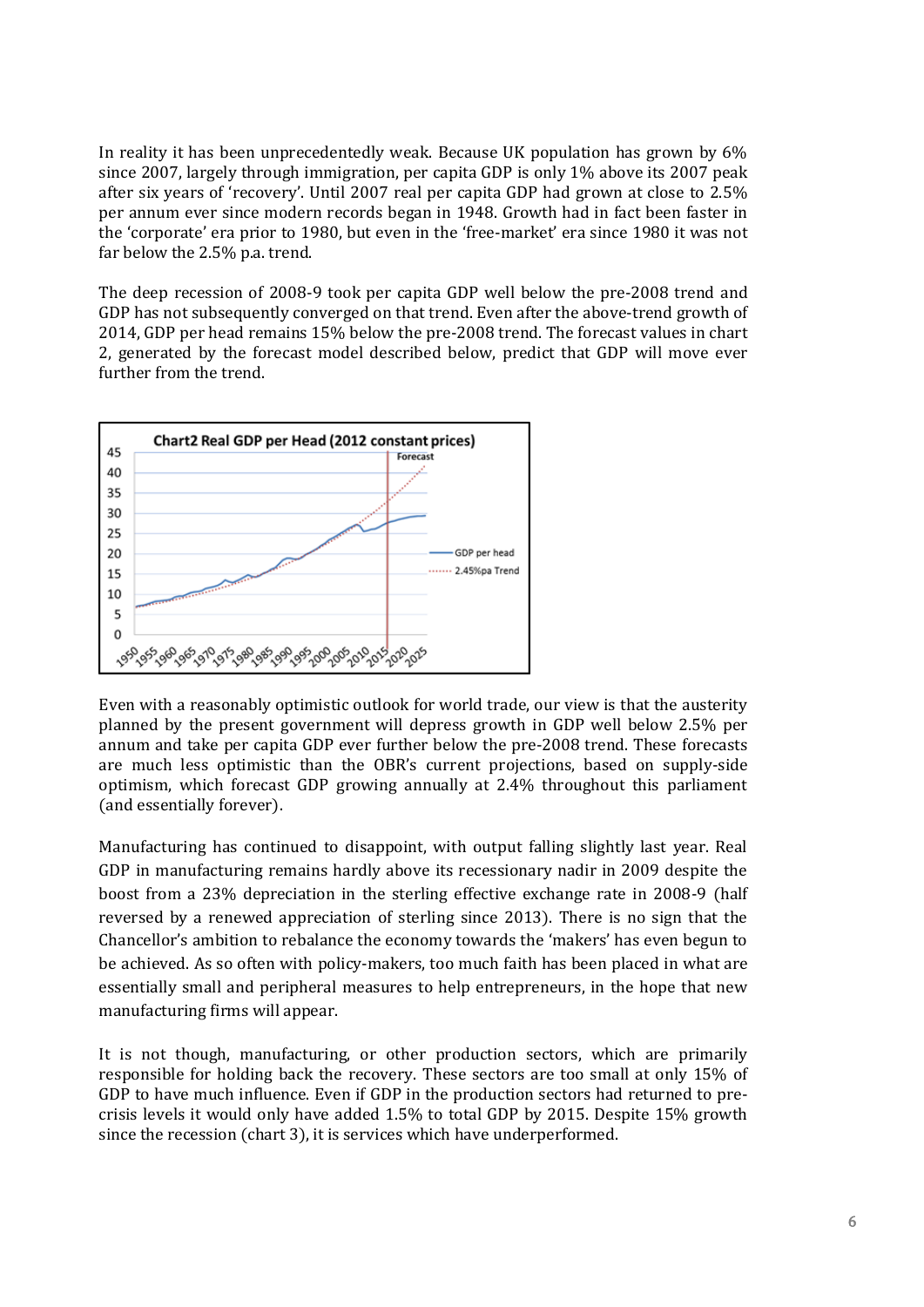In reality it has been unprecedentedly weak. Because UK population has grown by 6% since 2007, largely through immigration, per capita GDP is only 1% above its 2007 peak after six years of 'recovery'. Until 2007 real per capita GDP had grown at close to 2.5% per annum ever since modern records began in 1948. Growth had in fact been faster in the 'corporate' era prior to 1980, but even in the 'free-market' era since 1980 it was not far below the 2.5% p.a. trend.

The deep recession of 2008-9 took per capita GDP well below the pre-2008 trend and GDP has not subsequently converged on that trend. Even after the above-trend growth of 2014, GDP per head remains 15% below the pre-2008 trend. The forecast values in chart 2, generated by the forecast model described below, predict that GDP will move ever further from the trend.

Even with a reasonably optimistic outlook for world trade, our view is that the austerity planned by the present government will depress growth in GDP well below 2.5% per annum and take per capita GDP ever further below the pre-2008 trend. These forecasts are much less optimistic than the OBR's current projections, based on supply-side optimism, which forecast GDP growing annually at 2.4% throughout this parliament (and essentially forever).

Manufacturing has continued to disappoint, with output falling slightly last year. Real GDP in manufacturing remains hardly above its recessionary nadir in 2009 despite the boost from a 23% depreciation in the sterling effective exchange rate in 2008-9 (half reversed by a renewed appreciation of sterling since 2013). There is no sign that the Chancellor's ambition to rebalance the economy towards the 'makers' has even begun to be achieved. As so often with policy-makers, too much faith has been placed in what are essentially small and peripheral measures to help entrepreneurs, in the hope that new manufacturing firms will appear.

It is not though, manufacturing, or other production sectors, which are primarily responsible for holding back the recovery. These sectors are too small at only 15% of GDP to have much influence. Even if GDP in the production sectors had returned to pre-crisis levels it would only have added 1.5% to total GDP by 2015. Despite 15% growth since the recession (chart 3), it is services which have underperformed.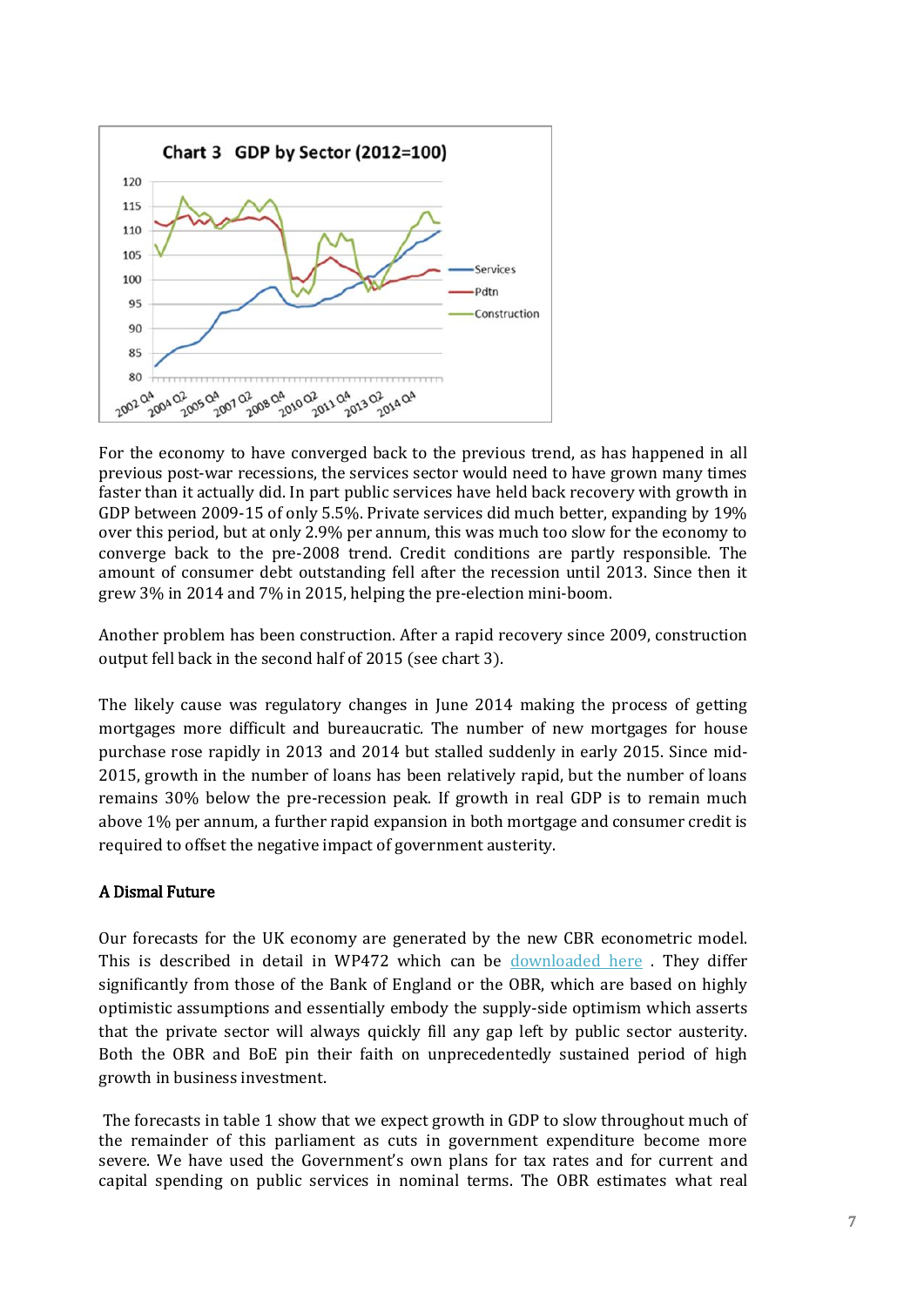For the economy to have converged back to the previous trend, as has happened in all previous post-war recessions, the services sector would need to have grown many times faster than it actually did. In part public services have held back recovery with growth in GDP between 2009-15 of only 5.5%. Private services did much better, expanding by 19% over this period, but at only 2.9% per annum, this was much too slow for the economy to converge back to the pre-2008 trend. Credit conditions are partly responsible. The amount of consumer debt outstanding fell after the recession until 2013. Since then it grew 3% in 2014 and 7% in 2015, helping the pre-election mini-boom.

Another problem has been construction. After a rapid recovery since 2009, construction output fell back in the second half of 2015 (see chart 3).

The likely cause was regulatory changes in June 2014 making the process of getting mortgages more difficult and bureaucratic. The number of new mortgages for house purchase rose rapidly in 2013 and 2014 but stalled suddenly in early 2015. Since mid-2015, growth in the number of loans has been relatively rapid, but the number of loans remains 30% below the pre-recession peak. If growth in real GDP is to remain much above 1% per annum, a further rapid expansion in both mortgage and consumer credit is required to offset the negative impact of government austerity.

### A Dismal Future

Our forecasts for the UK economy are generated by the new CBR econometric model. This is described in detail in WP472 which can be downloaded here . They differ significantly from those of the Bank of England or the OBR, which are based on highly optimistic assumptions and essentially embody the supply-side optimism which asserts that the private sector will always quickly fill any gap left by public sector austerity. Both the OBR and BoE pin their faith on unprecedentedly sustained period of high growth in business investment.

The forecasts in table 1 show that we expect growth in GDP to slow throughout much of the remainder of this parliament as cuts in government expenditure become more severe. We have used the Government's own plans for tax rates and for current and capital spending on public services in nominal terms. The OBR estimates what real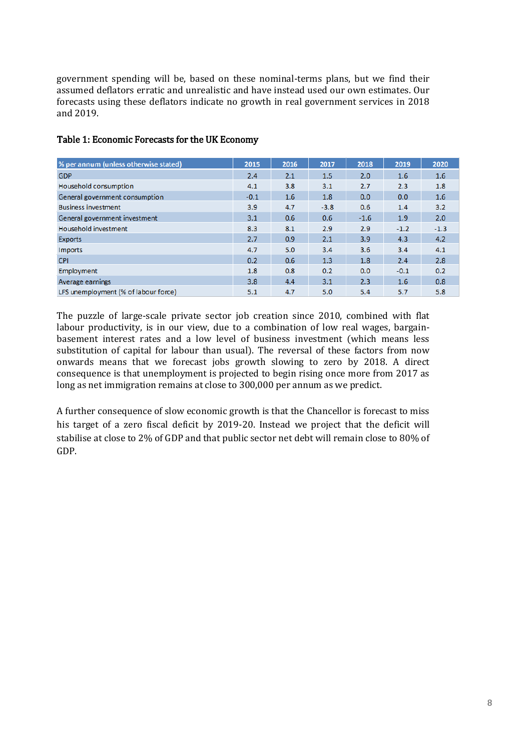government spending will be, based on these nominal-terms plans, but we find their assumed deflators erratic and unrealistic and have instead used our own estimates. Our forecasts using these deflators indicate no growth in real government services in 2018 and 2019.

**Table 1: Economic Forecasts for the UK Economy**

| % per annum (unless otherwise stated) | 2015 | 2016 | 2017 | 2018 | 2019 | 2020 |
|---|---|---|---|---|---|---|
| GDP | 2.4 | 2.1 | 1.5 | 2.0 | 1.6 | 1.6 |
| Household consumption | 4.1 | 3.8 | 3.1 | 2.7 | 2.3 | 1.8 |
| General government consumption | -0.1 | 1.6 | 1.8 | 0.0 | 0.0 | 1.6 |
| Business investment | 3.9 | 4.7 | -3.8 | 0.6 | 1.4 | 3.2 |
| General government investment | 3.1 | 0.6 | 0.6 | -1.6 | 1.9 | 2.0 |
| Household investment | 8.3 | 8.1 | 2.9 | 2.9 | -1.2 | -1.3 |
| Exports | 2.7 | 0.9 | 2.1 | 3.9 | 4.3 | 4.2 |
| Imports | 4.7 | 5.0 | 3.4 | 3.6 | 3.4 | 4.1 |
| CPI | 0.2 | 0.6 | 1.3 | 1.8 | 2.4 | 2.8 |
| Employment | 1.8 | 0.8 | 0.2 | 0.0 | -0.1 | 0.2 |
| Average earnings | 3.8 | 4.4 | 3.1 | 2.3 | 1.6 | 0.8 |
| LFS unemployment (% of labour force) | 5.1 | 4.7 | 5.0 | 5.4 | 5.7 | 5.8 |

The puzzle of large-scale private sector job creation since 2010, combined with flat labour productivity, is in our view, due to a combination of low real wages, bargain-basement interest rates and a low level of business investment (which means less substitution of capital for labour than usual). The reversal of these factors from now onwards means that we forecast jobs growth slowing to zero by 2018. A direct consequence is that unemployment is projected to begin rising once more from 2017 as long as net immigration remains at close to 300,000 per annum as we predict.

A further consequence of slow economic growth is that the Chancellor is forecast to miss his target of a zero fiscal deficit by 2019-20. Instead we project that the deficit will stabilise at close to 2% of GDP and that public sector net debt will remain close to 80% of GDP.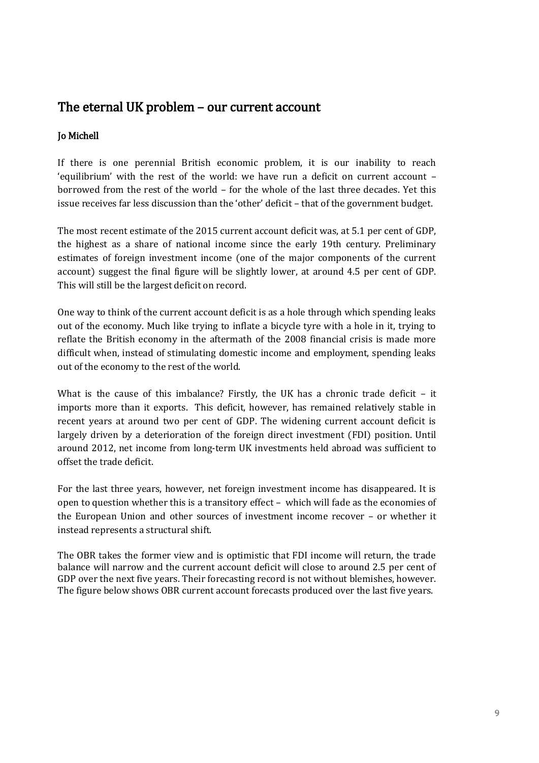## The eternal UK problem – our current account

### Jo Michell

If there is one perennial British economic problem, it is our inability to reach 'equilibrium' with the rest of the world: we have run a deficit on current account – borrowed from the rest of the world – for the whole of the last three decades. Yet this issue receives far less discussion than the 'other' deficit – that of the government budget.

The most recent estimate of the 2015 current account deficit was, at 5.1 per cent of GDP, the highest as a share of national income since the early 19th century. Preliminary estimates of foreign investment income (one of the major components of the current account) suggest the final figure will be slightly lower, at around 4.5 per cent of GDP. This will still be the largest deficit on record.

One way to think of the current account deficit is as a hole through which spending leaks out of the economy. Much like trying to inflate a bicycle tyre with a hole in it, trying to reflate the British economy in the aftermath of the 2008 financial crisis is made more difficult when, instead of stimulating domestic income and employment, spending leaks out of the economy to the rest of the world.

What is the cause of this imbalance? Firstly, the UK has a chronic trade deficit – it imports more than it exports. This deficit, however, has remained relatively stable in recent years at around two per cent of GDP. The widening current account deficit is largely driven by a deterioration of the foreign direct investment (FDI) position. Until around 2012, net income from long-term UK investments held abroad was sufficient to offset the trade deficit.

For the last three years, however, net foreign investment income has disappeared. It is open to question whether this is a transitory effect – which will fade as the economies of the European Union and other sources of investment income recover – or whether it instead represents a structural shift.

The OBR takes the former view and is optimistic that FDI income will return, the trade balance will narrow and the current account deficit will close to around 2.5 per cent of GDP over the next five years. Their forecasting record is not without blemishes, however. The figure below shows OBR current account forecasts produced over the last five years.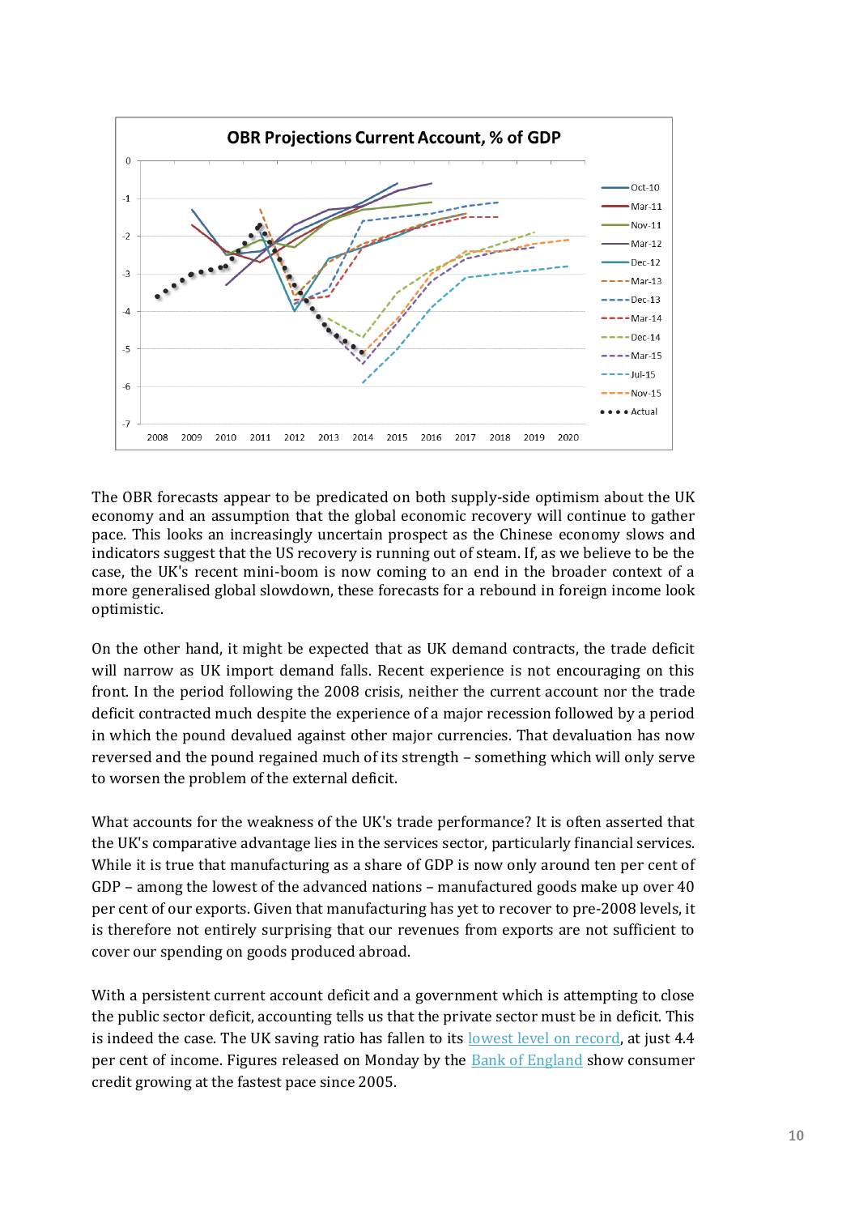The OBR forecasts appear to be predicated on both supply-side optimism about the UK economy and an assumption that the global economic recovery will continue to gather pace. This looks an increasingly uncertain prospect as the Chinese economy slows and indicators suggest that the US recovery is running out of steam. If, as we believe to be the case, the UK's recent mini-boom is now coming to an end in the broader context of a more generalised global slowdown, these forecasts for a rebound in foreign income look optimistic.

On the other hand, it might be expected that as UK demand contracts, the trade deficit will narrow as UK import demand falls. Recent experience is not encouraging on this front. In the period following the 2008 crisis, neither the current account nor the trade deficit contracted much despite the experience of a major recession followed by a period in which the pound devalued against other major currencies. That devaluation has now reversed and the pound regained much of its strength – something which will only serve to worsen the problem of the external deficit.

What accounts for the weakness of the UK's trade performance? It is often asserted that the UK's comparative advantage lies in the services sector, particularly financial services. While it is true that manufacturing as a share of GDP is now only around ten per cent of GDP – among the lowest of the advanced nations – manufactured goods make up over 40 per cent of our exports. Given that manufacturing has yet to recover to pre-2008 levels, it is therefore not entirely surprising that our revenues from exports are not sufficient to cover our spending on goods produced abroad.

With a persistent current account deficit and a government which is attempting to close the public sector deficit, accounting tells us that the private sector must be in deficit. This is indeed the case. The UK saving ratio has fallen to its lowest level on record, at just 4.4 per cent of income. Figures released on Monday by the Bank of England show consumer credit growing at the fastest pace since 2005.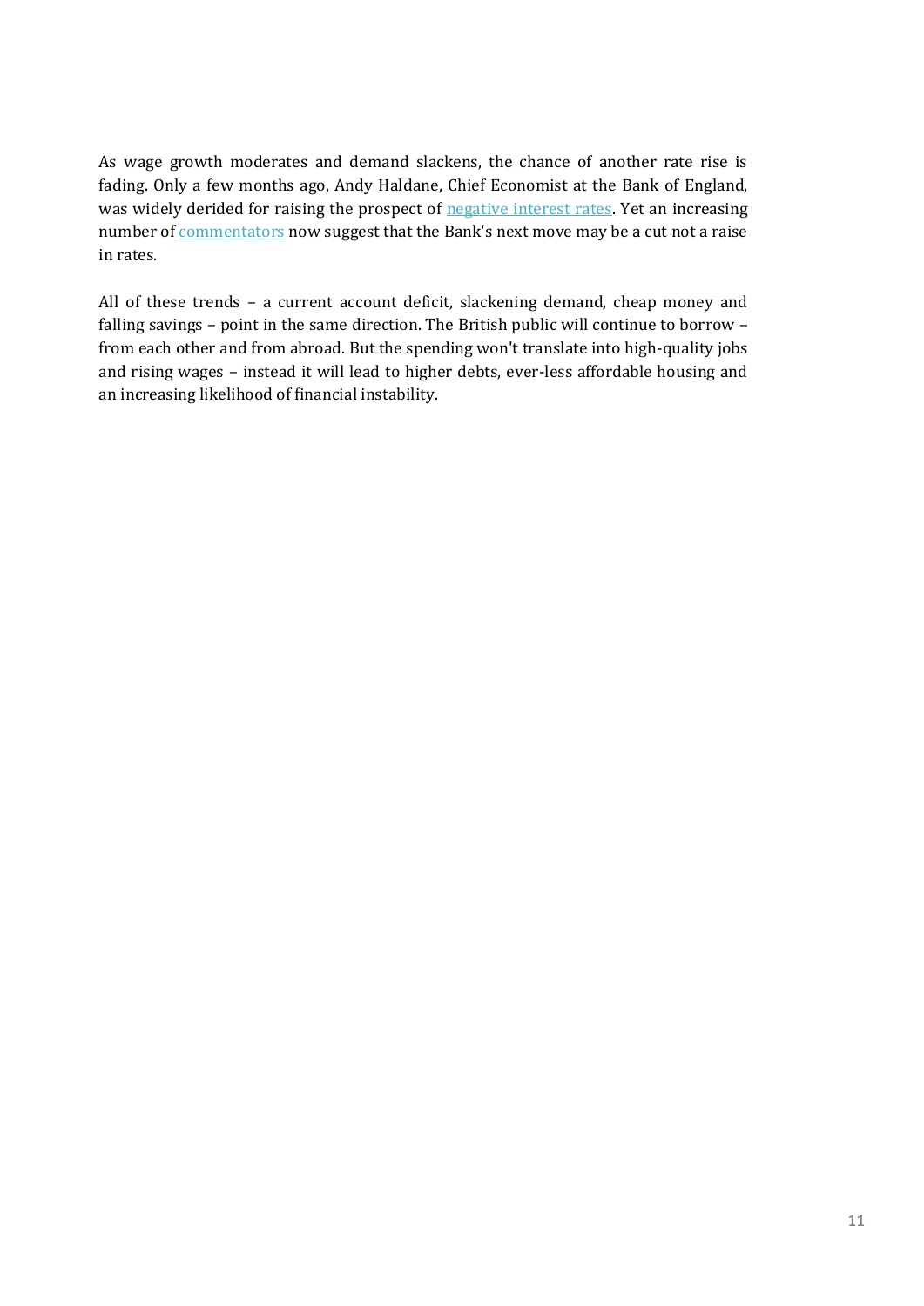As wage growth moderates and demand slackens, the chance of another rate rise is fading. Only a few months ago, Andy Haldane, Chief Economist at the Bank of England, was widely derided for raising the prospect of negative interest rates. Yet an increasing number of commentators now suggest that the Bank's next move may be a cut not a raise in rates.

All of these trends – a current account deficit, slackening demand, cheap money and falling savings – point in the same direction. The British public will continue to borrow – from each other and from abroad. But the spending won't translate into high-quality jobs and rising wages – instead it will lead to higher debts, ever-less affordable housing and an increasing likelihood of financial instability.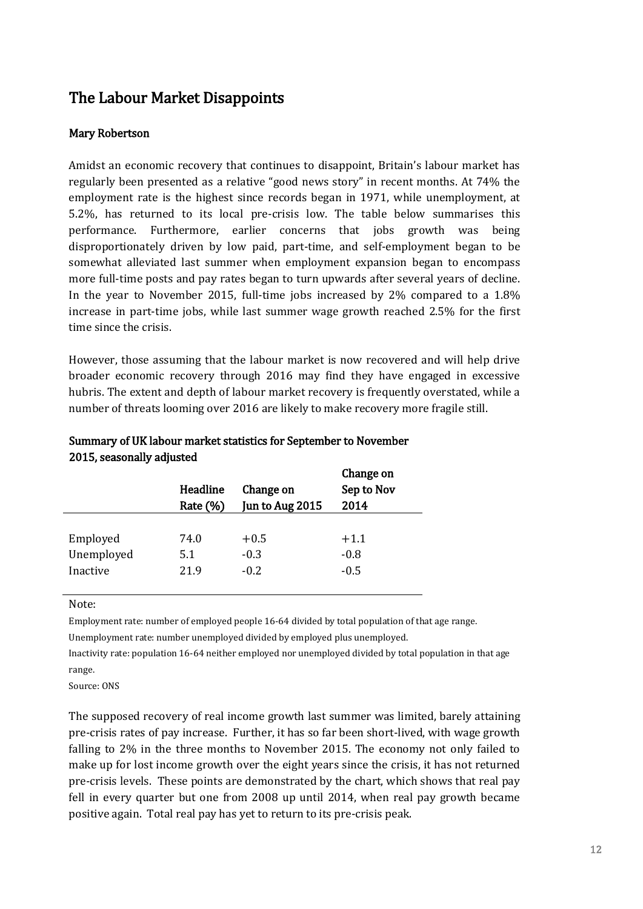## The Labour Market Disappoints

### Mary Robertson

Amidst an economic recovery that continues to disappoint, Britain's labour market has regularly been presented as a relative "good news story" in recent months. At 74% the employment rate is the highest since records began in 1971, while unemployment, at 5.2%, has returned to its local pre-crisis low. The table below summarises this performance. Furthermore, earlier concerns that jobs growth was being disproportionately driven by low paid, part-time, and self-employment began to be somewhat alleviated last summer when employment expansion began to encompass more full-time posts and pay rates began to turn upwards after several years of decline. In the year to November 2015, full-time jobs increased by 2% compared to a 1.8% increase in part-time jobs, while last summer wage growth reached 2.5% for the first time since the crisis.

However, those assuming that the labour market is now recovered and will help drive broader economic recovery through 2016 may find they have engaged in excessive hubris. The extent and depth of labour market recovery is frequently overstated, while a number of threats looming over 2016 are likely to make recovery more fragile still.

**Summary of UK labour market statistics for September to November 2015, seasonally adjusted**

| | Headline Rate (%) | Change on Jun to Aug 2015 | Change on Sep to Nov 2014 |
|---|---|---|---|
| Employed | 74.0 | +0.5 | +1.1 |
| Unemployed | 5.1 | -0.3 | -0.8 |
| Inactive | 21.9 | -0.2 | -0.5 |

Note:

Employment rate: number of employed people 16-64 divided by total population of that age range.

Unemployment rate: number unemployed divided by employed plus unemployed.

Inactivity rate: population 16-64 neither employed nor unemployed divided by total population in that age range.

Source: ONS

The supposed recovery of real income growth last summer was limited, barely attaining pre-crisis rates of pay increase. Further, it has so far been short-lived, with wage growth falling to 2% in the three months to November 2015. The economy not only failed to make up for lost income growth over the eight years since the crisis, it has not returned pre-crisis levels. These points are demonstrated by the chart, which shows that real pay fell in every quarter but one from 2008 up until 2014, when real pay growth became positive again. Total real pay has yet to return to its pre-crisis peak.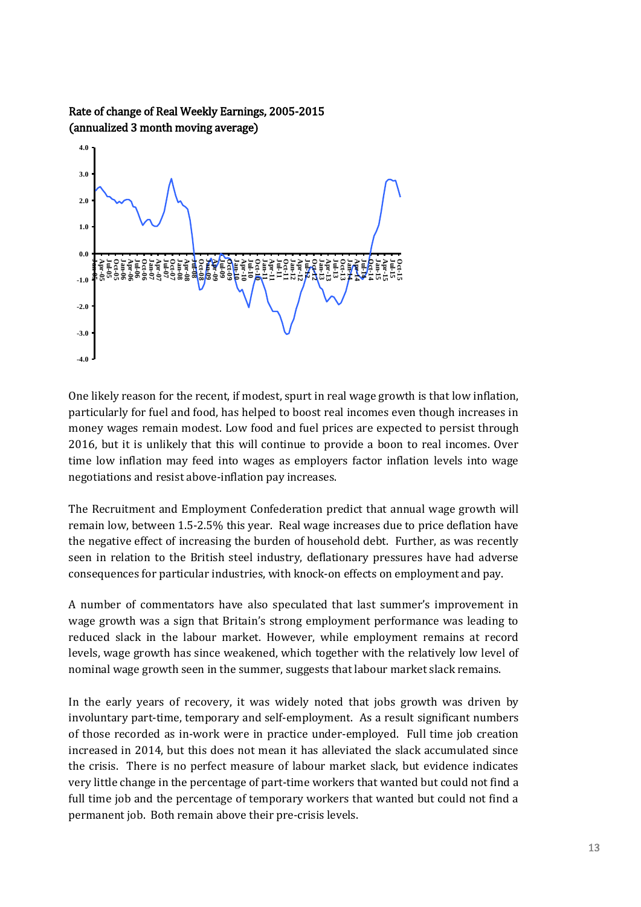Rate of change of Real Weekly Earnings, 2005-2015
(annualized 3 month moving average)

One likely reason for the recent, if modest, spurt in real wage growth is that low inflation, particularly for fuel and food, has helped to boost real incomes even though increases in money wages remain modest. Low food and fuel prices are expected to persist through 2016, but it is unlikely that this will continue to provide a boon to real incomes. Over time low inflation may feed into wages as employers factor inflation levels into wage negotiations and resist above-inflation pay increases.

The Recruitment and Employment Confederation predict that annual wage growth will remain low, between 1.5-2.5% this year. Real wage increases due to price deflation have the negative effect of increasing the burden of household debt. Further, as was recently seen in relation to the British steel industry, deflationary pressures have had adverse consequences for particular industries, with knock-on effects on employment and pay.

A number of commentators have also speculated that last summer's improvement in wage growth was a sign that Britain's strong employment performance was leading to reduced slack in the labour market. However, while employment remains at record levels, wage growth has since weakened, which together with the relatively low level of nominal wage growth seen in the summer, suggests that labour market slack remains.

In the early years of recovery, it was widely noted that jobs growth was driven by involuntary part-time, temporary and self-employment. As a result significant numbers of those recorded as in-work were in practice under-employed. Full time job creation increased in 2014, but this does not mean it has alleviated the slack accumulated since the crisis. There is no perfect measure of labour market slack, but evidence indicates very little change in the percentage of part-time workers that wanted but could not find a full time job and the percentage of temporary workers that wanted but could not find a permanent job. Both remain above their pre-crisis levels.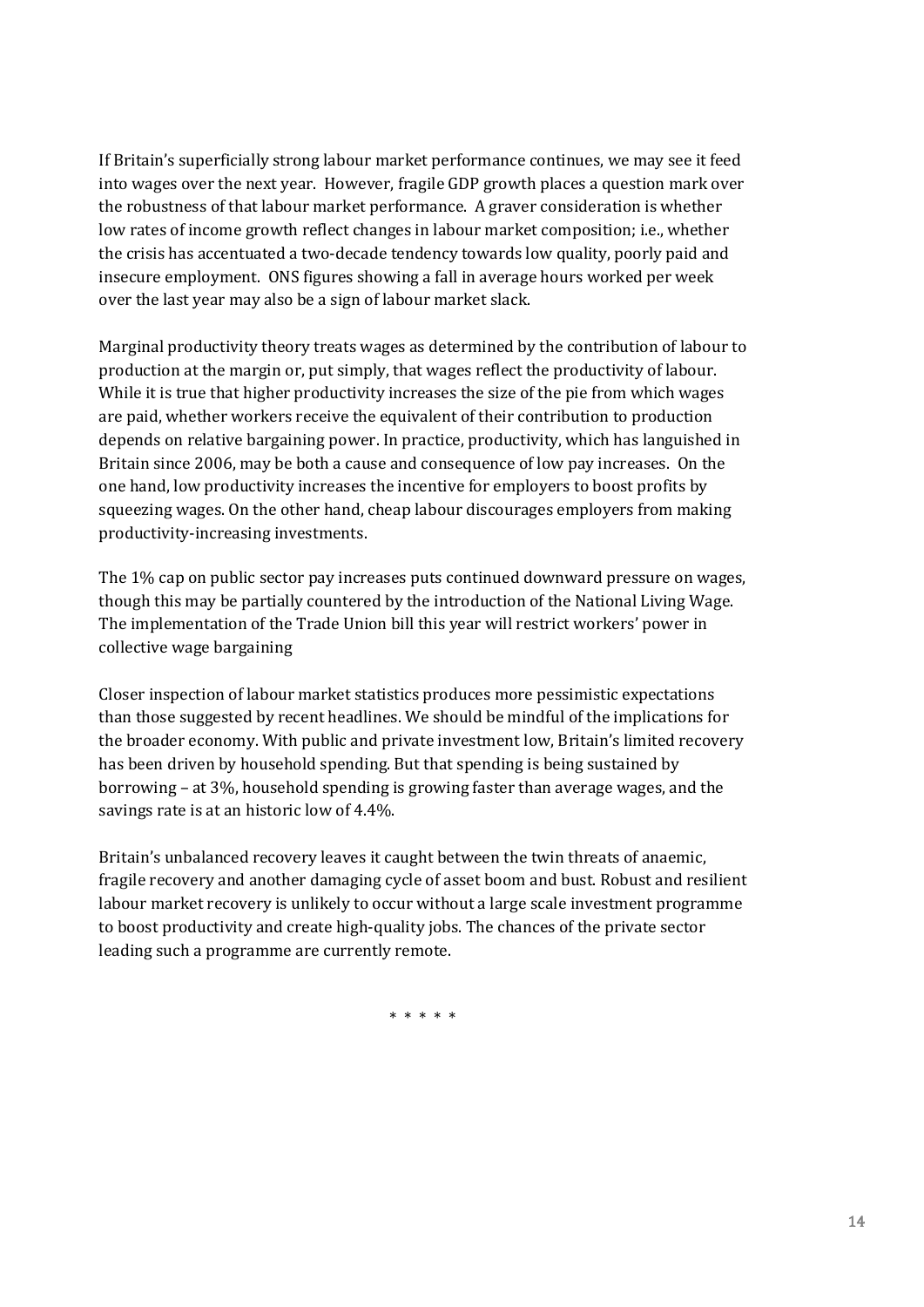If Britain's superficially strong labour market performance continues, we may see it feed into wages over the next year. However, fragile GDP growth places a question mark over the robustness of that labour market performance. A graver consideration is whether low rates of income growth reflect changes in labour market composition; i.e., whether the crisis has accentuated a two-decade tendency towards low quality, poorly paid and insecure employment. ONS figures showing a fall in average hours worked per week over the last year may also be a sign of labour market slack.

Marginal productivity theory treats wages as determined by the contribution of labour to production at the margin or, put simply, that wages reflect the productivity of labour. While it is true that higher productivity increases the size of the pie from which wages are paid, whether workers receive the equivalent of their contribution to production depends on relative bargaining power. In practice, productivity, which has languished in Britain since 2006, may be both a cause and consequence of low pay increases. On the one hand, low productivity increases the incentive for employers to boost profits by squeezing wages. On the other hand, cheap labour discourages employers from making productivity-increasing investments.

The 1% cap on public sector pay increases puts continued downward pressure on wages, though this may be partially countered by the introduction of the National Living Wage. The implementation of the Trade Union bill this year will restrict workers' power in collective wage bargaining

Closer inspection of labour market statistics produces more pessimistic expectations than those suggested by recent headlines. We should be mindful of the implications for the broader economy. With public and private investment low, Britain's limited recovery has been driven by household spending. But that spending is being sustained by borrowing – at 3%, household spending is growing faster than average wages, and the savings rate is at an historic low of 4.4%.

Britain's unbalanced recovery leaves it caught between the twin threats of anaemic, fragile recovery and another damaging cycle of asset boom and bust. Robust and resilient labour market recovery is unlikely to occur without a large scale investment programme to boost productivity and create high-quality jobs. The chances of the private sector leading such a programme are currently remote.

\* \* \* \* \*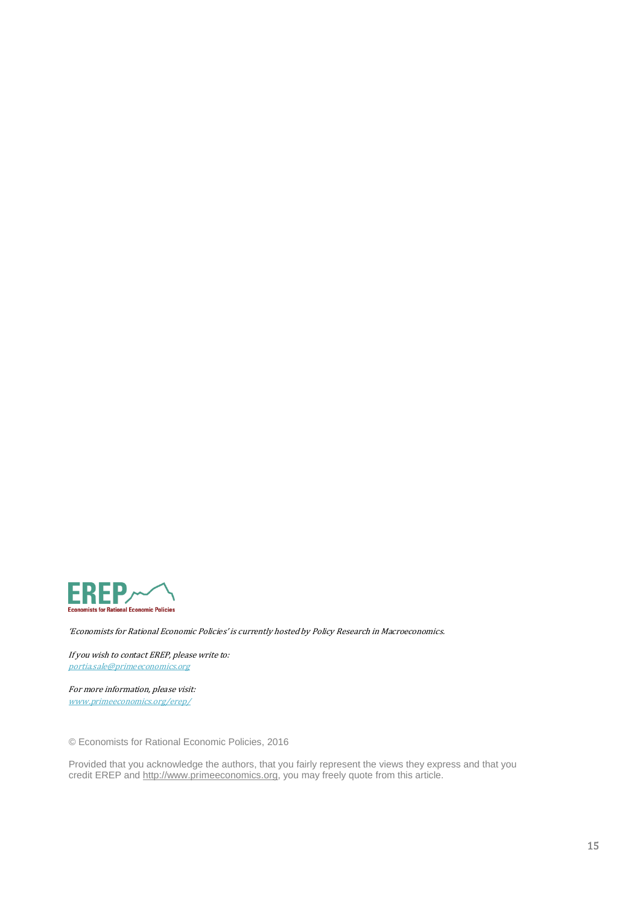EREP

Economists for Rational Economic Policies

*'Economists for Rational Economic Policies' is currently hosted by Policy Research in Macroeconomics.*

*If you wish to contact EREP, please write to:*
[portia.sale@primeeconomics.org](mailto:portia.sale@primeeconomics.org)

*For more information, please visit:*
[www.primeeconomics.org/erep/](http://www.primeeconomics.org/erep/)

© Economists for Rational Economic Policies, 2016

Provided that you acknowledge the authors, that you fairly represent the views they express and that you credit EREP and [http://www.primeeconomics.org](http://www.primeeconomics.org), you may freely quote from this article.